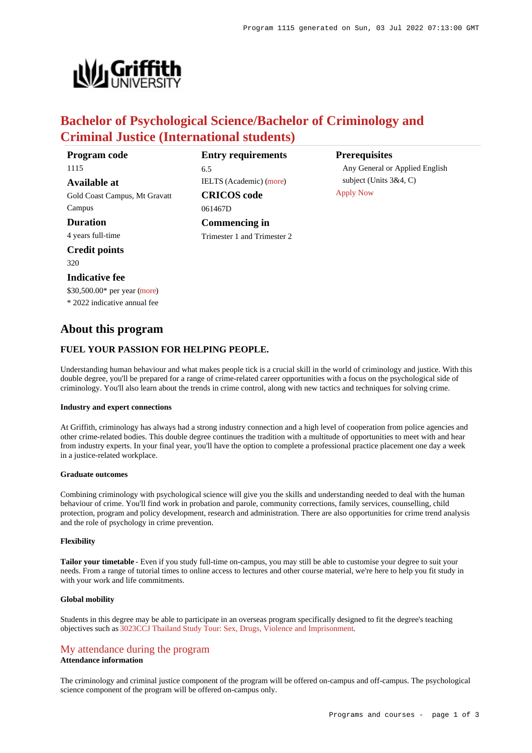# Bachelor of Psychological Science/Bachelor of Criminology and Criminal Justice (International students)

**Program code**
1115

**Available at**
Gold Coast Campus, Mt Gravatt Campus

**Duration**
4 years full-time

**Credit points**
320

**Indicative fee**
$30,500.00* per year (more)
* 2022 indicative annual fee

**Entry requirements**
6.5
IELTS (Academic) (more)

**CRICOS code**
061467D

**Commencing in**
Trimester 1 and Trimester 2

**Prerequisites**
Any General or Applied English subject (Units 3&4, C)

Apply Now

## About this program

### FUEL YOUR PASSION FOR HELPING PEOPLE.

Understanding human behaviour and what makes people tick is a crucial skill in the world of criminology and justice. With this double degree, you'll be prepared for a range of crime-related career opportunities with a focus on the psychological side of criminology. You'll also learn about the trends in crime control, along with new tactics and techniques for solving crime.

#### Industry and expert connections

At Griffith, criminology has always had a strong industry connection and a high level of cooperation from police agencies and other crime-related bodies. This double degree continues the tradition with a multitude of opportunities to meet with and hear from industry experts. In your final year, you'll have the option to complete a professional practice placement one day a week in a justice-related workplace.

#### Graduate outcomes

Combining criminology with psychological science will give you the skills and understanding needed to deal with the human behaviour of crime. You'll find work in probation and parole, community corrections, family services, counselling, child protection, program and policy development, research and administration. There are also opportunities for crime trend analysis and the role of psychology in crime prevention.

#### Flexibility

**Tailor your timetable** - Even if you study full-time on-campus, you may still be able to customise your degree to suit your needs. From a range of tutorial times to online access to lectures and other course material, we're here to help you fit study in with your work and life commitments.

#### Global mobility

Students in this degree may be able to participate in an overseas program specifically designed to fit the degree's teaching objectives such as 3023CCJ Thailand Study Tour: Sex, Drugs, Violence and Imprisonment.

## My attendance during the program

**Attendance information**

The criminology and criminal justice component of the program will be offered on-campus and off-campus. The psychological science component of the program will be offered on-campus only.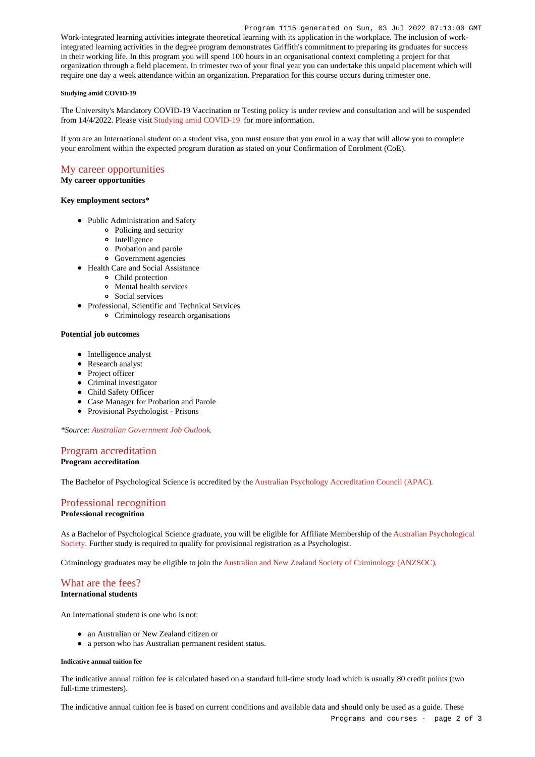Work-integrated learning activities integrate theoretical learning with its application in the workplace. The inclusion of work-integrated learning activities in the degree program demonstrates Griffith's commitment to preparing its graduates for success in their working life. In this program you will spend 100 hours in an organisational context completing a project for that organization through a field placement. In trimester two of your final year you can undertake this unpaid placement which will require one day a week attendance within an organization. Preparation for this course occurs during trimester one.

##### Studying amid COVID-19

The University's Mandatory COVID-19 Vaccination or Testing policy is under review and consultation and will be suspended from 14/4/2022. Please visit Studying amid COVID-19 for more information.

If you are an International student on a student visa, you must ensure that you enrol in a way that will allow you to complete your enrolment within the expected program duration as stated on your Confirmation of Enrolment (CoE).

## My career opportunities

**My career opportunities**

**Key employment sectors***

- Public Administration and Safety
  - Policing and security
  - Intelligence
  - Probation and parole
  - Government agencies
- Health Care and Social Assistance
  - Child protection
  - Mental health services
  - Social services
- Professional, Scientific and Technical Services
  - Criminology research organisations

**Potential job outcomes**

- Intelligence analyst
- Research analyst
- Project officer
- Criminal investigator
- Child Safety Officer
- Case Manager for Probation and Parole
- Provisional Psychologist - Prisons

*\*Source: Australian Government Job Outlook.*

## Program accreditation

**Program accreditation**

The Bachelor of Psychological Science is accredited by the Australian Psychology Accreditation Council (APAC).

## Professional recognition

**Professional recognition**

As a Bachelor of Psychological Science graduate, you will be eligible for Affiliate Membership of the Australian Psychological Society. Further study is required to qualify for provisional registration as a Psychologist.

Criminology graduates may be eligible to join the Australian and New Zealand Society of Criminology (ANZSOC).

## What are the fees?

**International students**

An International student is one who is not:

- an Australian or New Zealand citizen or
- a person who has Australian permanent resident status.

##### Indicative annual tuition fee

The indicative annual tuition fee is calculated based on a standard full-time study load which is usually 80 credit points (two full-time trimesters).

The indicative annual tuition fee is based on current conditions and available data and should only be used as a guide. These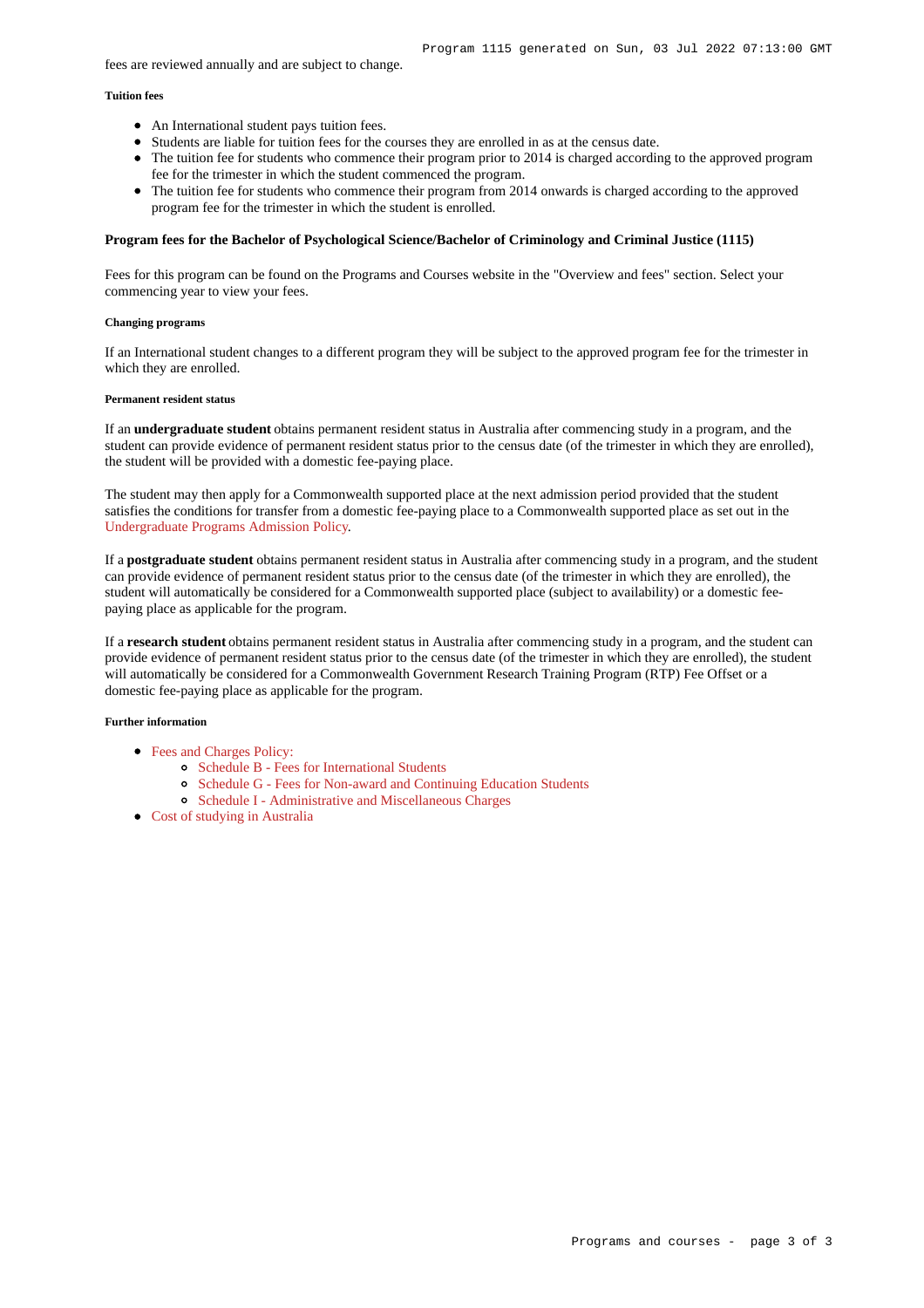fees are reviewed annually and are subject to change.

#### Tuition fees

- An International student pays tuition fees.
- Students are liable for tuition fees for the courses they are enrolled in as at the census date.
- The tuition fee for students who commence their program prior to 2014 is charged according to the approved program fee for the trimester in which the student commenced the program.
- The tuition fee for students who commence their program from 2014 onwards is charged according to the approved program fee for the trimester in which the student is enrolled.

### Program fees for the Bachelor of Psychological Science/Bachelor of Criminology and Criminal Justice (1115)

Fees for this program can be found on the Programs and Courses website in the "Overview and fees" section. Select your commencing year to view your fees.

#### Changing programs

If an International student changes to a different program they will be subject to the approved program fee for the trimester in which they are enrolled.

#### Permanent resident status

If an **undergraduate student** obtains permanent resident status in Australia after commencing study in a program, and the student can provide evidence of permanent resident status prior to the census date (of the trimester in which they are enrolled), the student will be provided with a domestic fee-paying place.

The student may then apply for a Commonwealth supported place at the next admission period provided that the student satisfies the conditions for transfer from a domestic fee-paying place to a Commonwealth supported place as set out in the Undergraduate Programs Admission Policy.

If a **postgraduate student** obtains permanent resident status in Australia after commencing study in a program, and the student can provide evidence of permanent resident status prior to the census date (of the trimester in which they are enrolled), the student will automatically be considered for a Commonwealth supported place (subject to availability) or a domestic fee-paying place as applicable for the program.

If a **research student** obtains permanent resident status in Australia after commencing study in a program, and the student can provide evidence of permanent resident status prior to the census date (of the trimester in which they are enrolled), the student will automatically be considered for a Commonwealth Government Research Training Program (RTP) Fee Offset or a domestic fee-paying place as applicable for the program.

#### Further information

- Fees and Charges Policy:
  - Schedule B - Fees for International Students
  - Schedule G - Fees for Non-award and Continuing Education Students
  - Schedule I - Administrative and Miscellaneous Charges
- Cost of studying in Australia